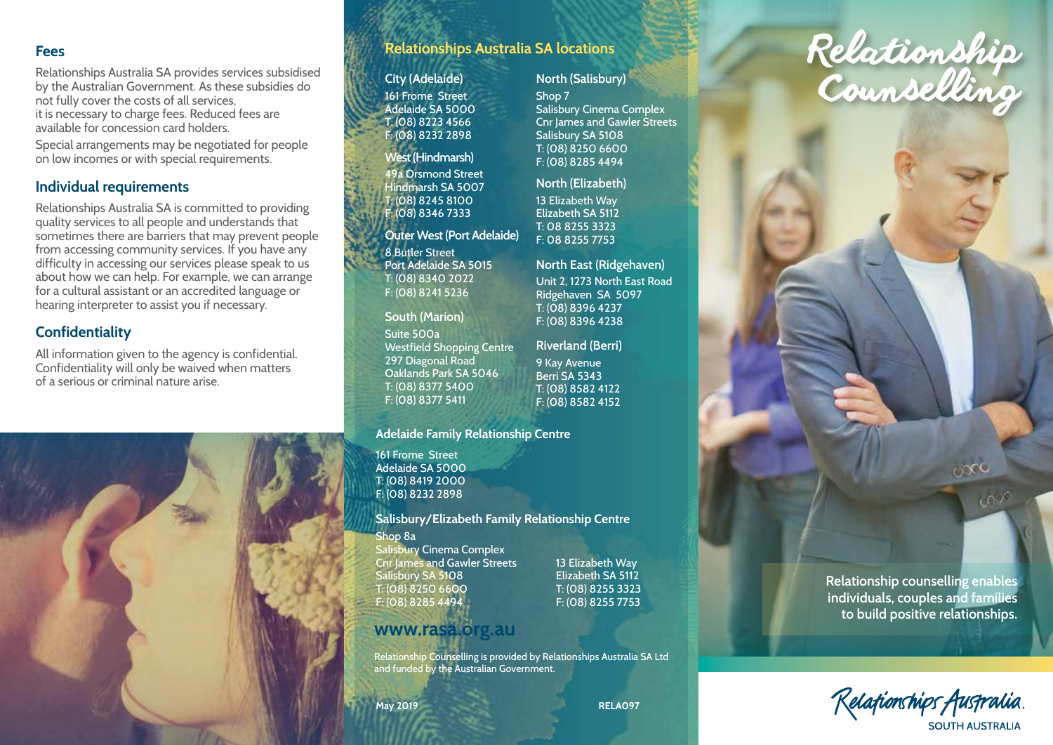## Fees

Relationships Australia SA provides services subsidised by the Australian Government. As these subsidies do not fully cover the costs of all services, it is necessary to charge fees. Reduced fees are available for concession card holders.

Special arrangements may be negotiated for people on low incomes or with special requirements.

## Individual requirements

Relationships Australia SA is committed to providing quality services to all people and understands that sometimes there are barriers that may prevent people from accessing community services. If you have any difficulty in accessing our services please speak to us about how we can help. For example, we can arrange for a cultural assistant or an accredited language or hearing interpreter to assist you if necessary.

## Confidentiality

All information given to the agency is confidential. Confidentiality will only be waived when matters of a serious or criminal nature arise.

## Relationships Australia SA locations

### City (Adelaide)

161 Frome Street
Adelaide SA 5000
T: (08) 8223 4566
F: (08) 8232 2898

### West (Hindmarsh)

49a Orsmond Street
Hindmarsh SA 5007
T: (08) 8245 8100
F: (08) 8346 7333

### Outer West (Port Adelaide)

8 Butler Street
Port Adelaide SA 5015
T: (08) 8340 2022
F: (08) 8241 5236

### South (Marion)

Suite 500a
Westfield Shopping Centre
297 Diagonal Road
Oaklands Park SA 5046
T: (08) 8377 5400
F: (08) 8377 5411

### North (Salisbury)

Shop 7
Salisbury Cinema Complex
Cnr James and Gawler Streets
Salisbury SA 5108
T: (08) 8250 6600
F: (08) 8285 4494

### North (Elizabeth)

13 Elizabeth Way
Elizabeth SA 5112
T: 08 8255 3323
F: 08 8255 7753

### North East (Ridgehaven)

Unit 2, 1273 North East Road
Ridgehaven SA 5097
T: (08) 8396 4237
F: (08) 8396 4238

### Riverland (Berri)

9 Kay Avenue
Berri SA 5343
T: (08) 8582 4122
F: (08) 8582 4152

### Adelaide Family Relationship Centre

161 Frome Street
Adelaide SA 5000
T: (08) 8419 2000
F: (08) 8232 2898

### Salisbury/Elizabeth Family Relationship Centre

Shop 8a
Salisbury Cinema Complex
Cnr James and Gawler Streets
Salisbury SA 5108
T: (08) 8250 6600
F: (08) 8285 4494

13 Elizabeth Way
Elizabeth SA 5112
T: (08) 8255 3323
F: (08) 8255 7753

**www.rasa.org.au**

Relationship Counselling is provided by Relationships Australia SA Ltd and funded by the Australian Government.

May 2019 RELA097

# Relationship Counselling

**Relationship counselling enables individuals, couples and families to build positive relationships.**

Relationships Australia.
SOUTH AUSTRALIA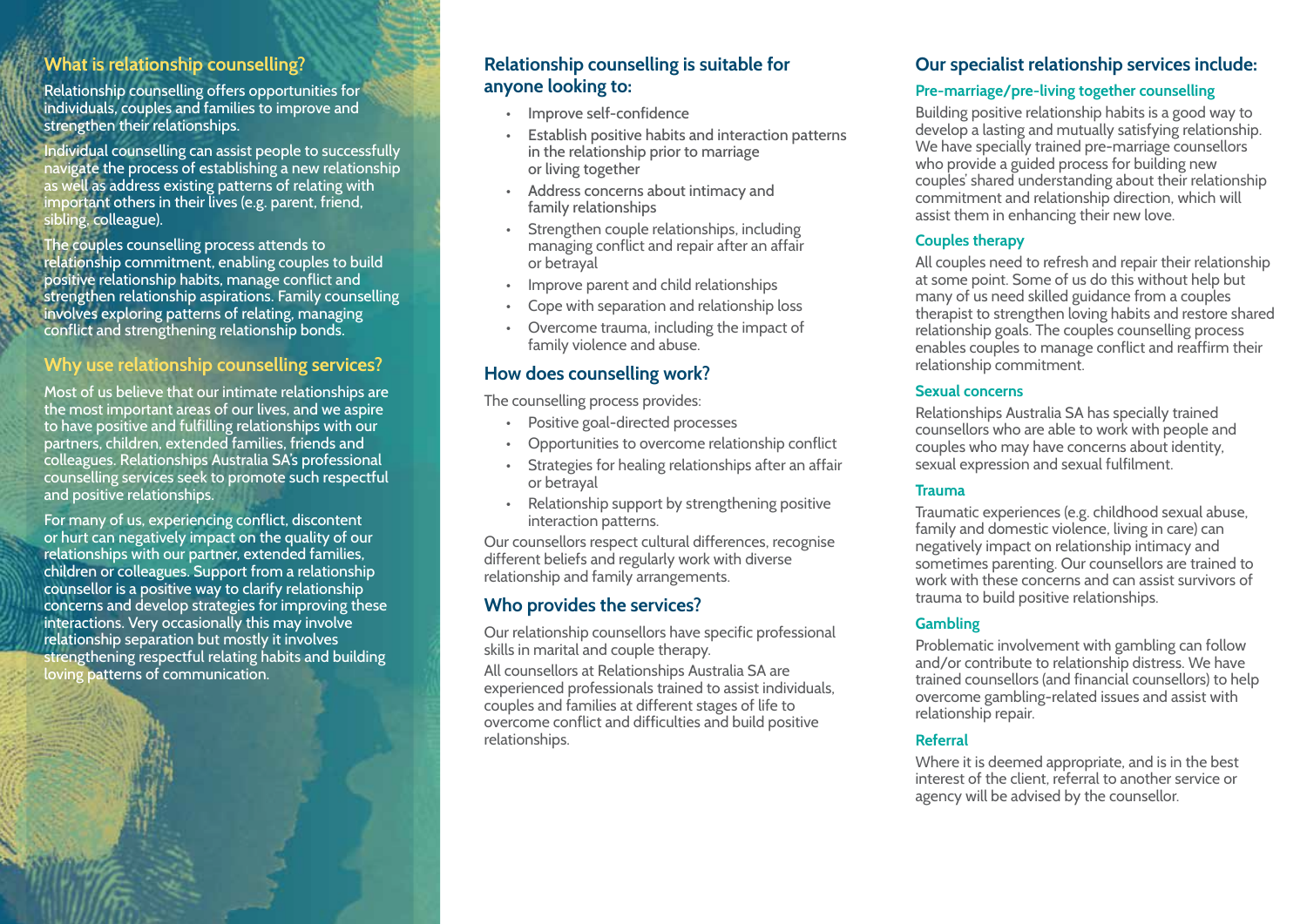## What is relationship counselling?

Relationship counselling offers opportunities for individuals, couples and families to improve and strengthen their relationships.

Individual counselling can assist people to successfully navigate the process of establishing a new relationship as well as address existing patterns of relating with important others in their lives (e.g. parent, friend, sibling, colleague).

The couples counselling process attends to relationship commitment, enabling couples to build positive relationship habits, manage conflict and strengthen relationship aspirations. Family counselling involves exploring patterns of relating, managing conflict and strengthening relationship bonds.

## Why use relationship counselling services?

Most of us believe that our intimate relationships are the most important areas of our lives, and we aspire to have positive and fulfilling relationships with our partners, children, extended families, friends and colleagues. Relationships Australia SA's professional counselling services seek to promote such respectful and positive relationships.

For many of us, experiencing conflict, discontent or hurt can negatively impact on the quality of our relationships with our partner, extended families, children or colleagues. Support from a relationship counsellor is a positive way to clarify relationship concerns and develop strategies for improving these interactions. Very occasionally this may involve relationship separation but mostly it involves strengthening respectful relating habits and building loving patterns of communication.

## Relationship counselling is suitable for anyone looking to:

- Improve self-confidence
- Establish positive habits and interaction patterns in the relationship prior to marriage or living together
- Address concerns about intimacy and family relationships
- Strengthen couple relationships, including managing conflict and repair after an affair or betrayal
- Improve parent and child relationships
- Cope with separation and relationship loss
- Overcome trauma, including the impact of family violence and abuse.

## How does counselling work?

The counselling process provides:

- Positive goal-directed processes
- Opportunities to overcome relationship conflict
- Strategies for healing relationships after an affair or betrayal
- Relationship support by strengthening positive interaction patterns.

Our counsellors respect cultural differences, recognise different beliefs and regularly work with diverse relationship and family arrangements.

## Who provides the services?

Our relationship counsellors have specific professional skills in marital and couple therapy.

All counsellors at Relationships Australia SA are experienced professionals trained to assist individuals, couples and families at different stages of life to overcome conflict and difficulties and build positive relationships.

## Our specialist relationship services include:

### Pre-marriage/pre-living together counselling

Building positive relationship habits is a good way to develop a lasting and mutually satisfying relationship. We have specially trained pre-marriage counsellors who provide a guided process for building new couples' shared understanding about their relationship commitment and relationship direction, which will assist them in enhancing their new love.

### Couples therapy

All couples need to refresh and repair their relationship at some point. Some of us do this without help but many of us need skilled guidance from a couples therapist to strengthen loving habits and restore shared relationship goals. The couples counselling process enables couples to manage conflict and reaffirm their relationship commitment.

### Sexual concerns

Relationships Australia SA has specially trained counsellors who are able to work with people and couples who may have concerns about identity, sexual expression and sexual fulfilment.

### Trauma

Traumatic experiences (e.g. childhood sexual abuse, family and domestic violence, living in care) can negatively impact on relationship intimacy and sometimes parenting. Our counsellors are trained to work with these concerns and can assist survivors of trauma to build positive relationships.

### Gambling

Problematic involvement with gambling can follow and/or contribute to relationship distress. We have trained counsellors (and financial counsellors) to help overcome gambling-related issues and assist with relationship repair.

### Referral

Where it is deemed appropriate, and is in the best interest of the client, referral to another service or agency will be advised by the counsellor.